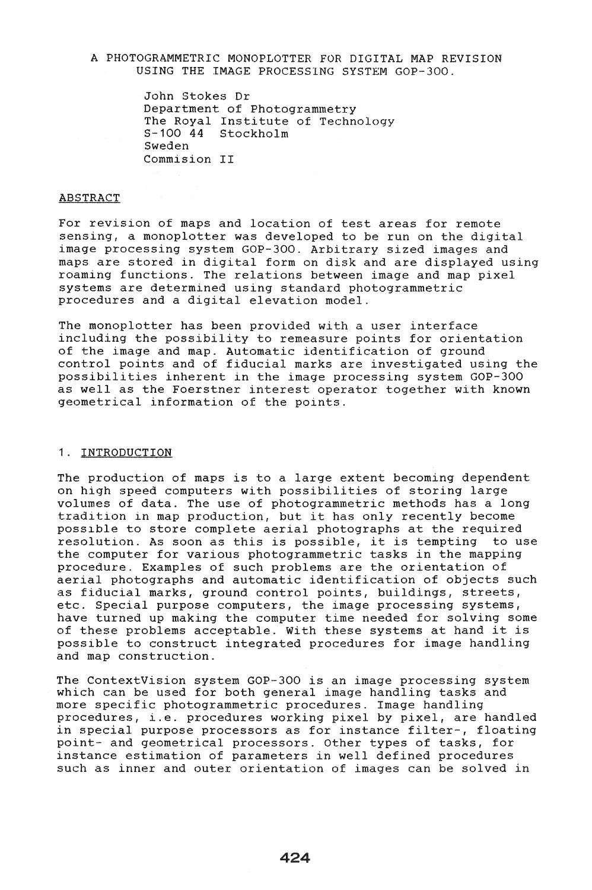# A PHOTOGRAMMETRIC MONOPLOTTER FOR DIGITAL MAP REVISION USING THE IMAGE PROCESSING SYSTEM GOP-300.

John Stokes Dr
Department of Photogrammetry
The Royal Institute of Technology
S-100 44 Stockholm
Sweden
Commision II

## ABSTRACT

For revision of maps and location of test areas for remote sensing, a monoplotter was developed to be run on the digital image processing system GOP-300. Arbitrary sized images and maps are stored in digital form on disk and are displayed using roaming functions. The relations between image and map pixel systems are determined using standard photogrammetric procedures and a digital elevation model.

The monoplotter has been provided with a user interface including the possibility to remeasure points for orientation of the image and map. Automatic identification of ground control points and of fiducial marks are investigated using the possibilities inherent in the image processing system GOP-300 as well as the Foerstner interest operator together with known geometrical information of the points.

## 1. INTRODUCTION

The production of maps is to a large extent becoming dependent on high speed computers with possibilities of storing large volumes of data. The use of photogrammetric methods has a long tradition in map production, but it has only recently become possible to store complete aerial photographs at the required resolution. As soon as this is possible, it is tempting to use the computer for various photogrammetric tasks in the mapping procedure. Examples of such problems are the orientation of aerial photographs and automatic identification of objects such as fiducial marks, ground control points, buildings, streets, etc. Special purpose computers, the image processing systems, have turned up making the computer time needed for solving some of these problems acceptable. With these systems at hand it is possible to construct integrated procedures for image handling and map construction.

The ContextVision system GOP-300 is an image processing system which can be used for both general image handling tasks and more specific photogrammetric procedures. Image handling procedures, i.e. procedures working pixel by pixel, are handled in special purpose processors as for instance filter-, floating point- and geometrical processors. Other types of tasks, for instance estimation of parameters in well defined procedures such as inner and outer orientation of images can be solved in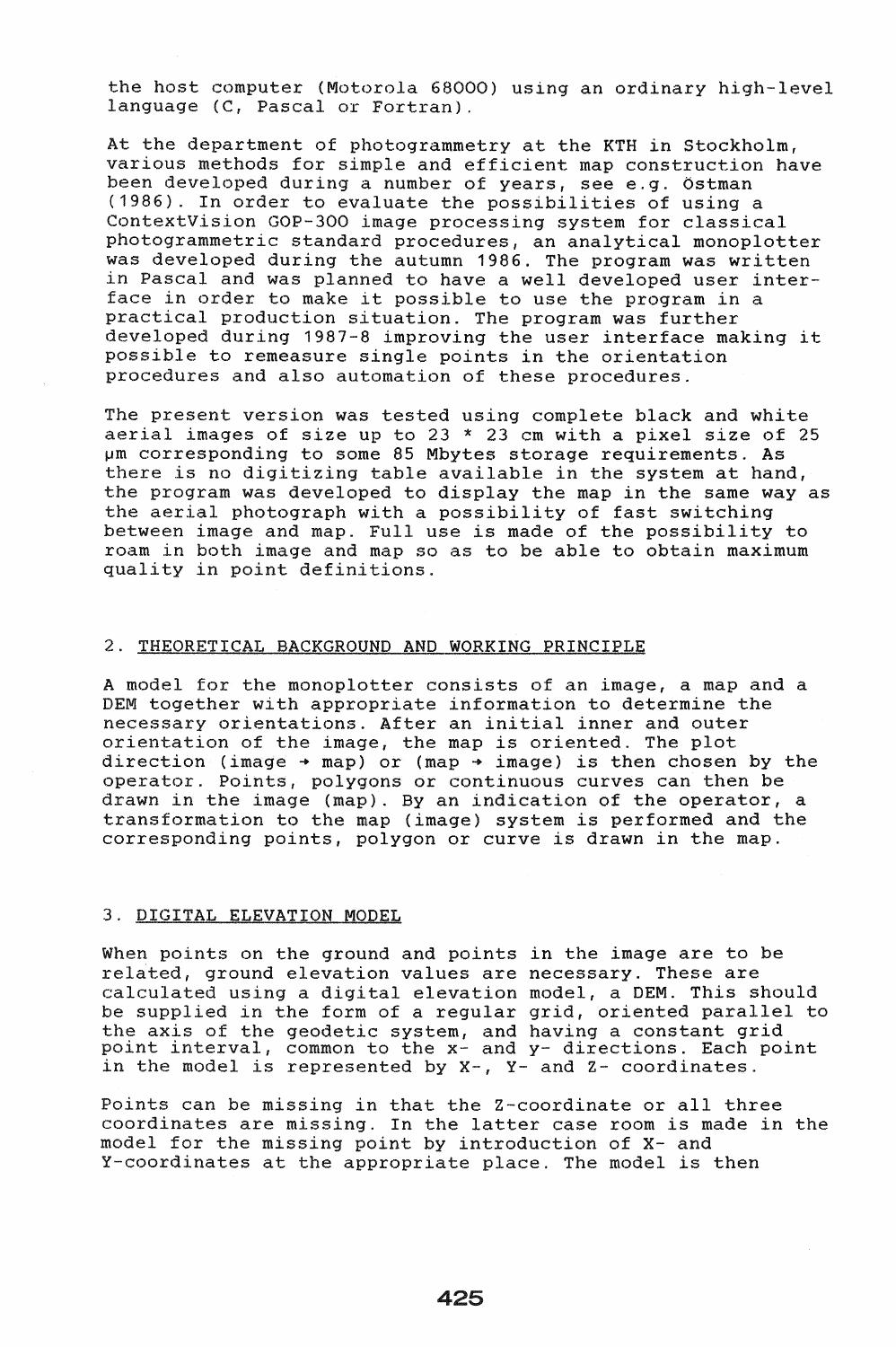the host computer (Motorola 68000) using an ordinary high-level language (C, Pascal or Fortran).

At the department of photogrammetry at the KTH in Stockholm, various methods for simple and efficient map construction have been developed during a number of years, see e.g. Östman (1986). In order to evaluate the possibilities of using a ContextVision GOP-300 image processing system for classical photogrammetric standard procedures, an analytical monoplotter was developed during the autumn 1986. The program was written in Pascal and was planned to have a well developed user interface in order to make it possible to use the program in a practical production situation. The program was further developed during 1987-8 improving the user interface making it possible to remeasure single points in the orientation procedures and also automation of these procedures.

The present version was tested using complete black and white aerial images of size up to 23 * 23 cm with a pixel size of 25 µm corresponding to some 85 Mbytes storage requirements. As there is no digitizing table available in the system at hand, the program was developed to display the map in the same way as the aerial photograph with a possibility of fast switching between image and map. Full use is made of the possibility to roam in both image and map so as to be able to obtain maximum quality in point definitions.

## 2. THEORETICAL BACKGROUND AND WORKING PRINCIPLE

A model for the monoplotter consists of an image, a map and a DEM together with appropriate information to determine the necessary orientations. After an initial inner and outer orientation of the image, the map is oriented. The plot direction (image → map) or (map → image) is then chosen by the operator. Points, polygons or continuous curves can then be drawn in the image (map). By an indication of the operator, a transformation to the map (image) system is performed and the corresponding points, polygon or curve is drawn in the map.

## 3. DIGITAL ELEVATION MODEL

When points on the ground and points in the image are to be related, ground elevation values are necessary. These are calculated using a digital elevation model, a DEM. This should be supplied in the form of a regular grid, oriented parallel to the axis of the geodetic system, and having a constant grid point interval, common to the x- and y- directions. Each point in the model is represented by X-, Y- and Z- coordinates.

Points can be missing in that the Z-coordinate or all three coordinates are missing. In the latter case room is made in the model for the missing point by introduction of X- and Y-coordinates at the appropriate place. The model is then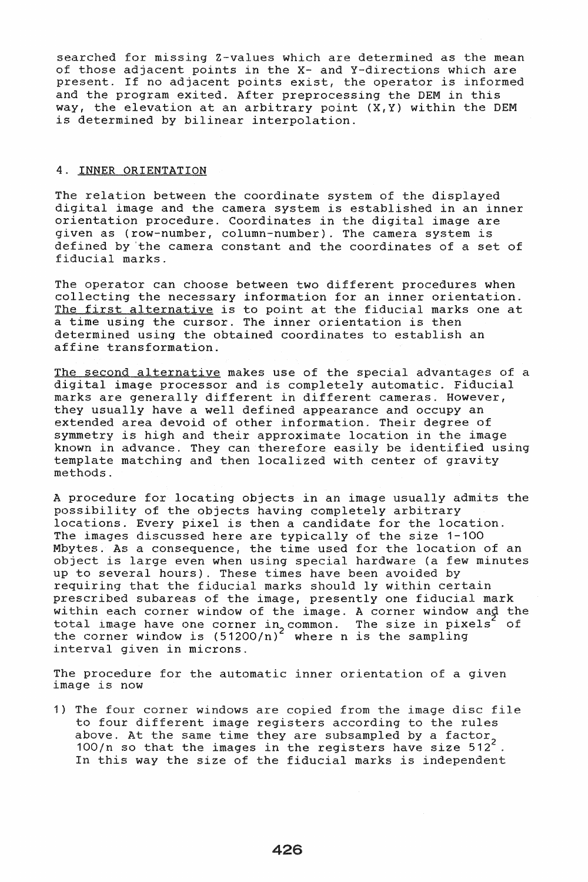searched for missing Z-values which are determined as the mean of those adjacent points in the X- and Y-directions which are present. If no adjacent points exist, the operator is informed and the program exited. After preprocessing the DEM in this way, the elevation at an arbitrary point (X,Y) within the DEM is determined by bilinear interpolation.

## 4. INNER ORIENTATION

The relation between the coordinate system of the displayed digital image and the camera system is established in an inner orientation procedure. Coordinates in the digital image are given as (row-number, column-number). The camera system is defined by the camera constant and the coordinates of a set of fiducial marks.

The operator can choose between two different procedures when collecting the necessary information for an inner orientation. The first alternative is to point at the fiducial marks one at a time using the cursor. The inner orientation is then determined using the obtained coordinates to establish an affine transformation.

The second alternative makes use of the special advantages of a digital image processor and is completely automatic. Fiducial marks are generally different in different cameras. However, they usually have a well defined appearance and occupy an extended area devoid of other information. Their degree of symmetry is high and their approximate location in the image known in advance. They can therefore easily be identified using template matching and then localized with center of gravity methods.

A procedure for locating objects in an image usually admits the possibility of the objects having completely arbitrary locations. Every pixel is then a candidate for the location. The images discussed here are typically of the size 1-100 Mbytes. As a consequence, the time used for the location of an object is large even when using special hardware (a few minutes up to several hours). These times have been avoided by requiring that the fiducial marks should ly within certain prescribed subareas of the image, presently one fiducial mark within each corner window of the image. A corner window and the total image have one corner in common. The size in $pixels^2$ of the corner window is $(51200/n)^2$ where n is the sampling interval given in microns.

The procedure for the automatic inner orientation of a given image is now

1) The four corner windows are copied from the image disc file to four different image registers according to the rules above. At the same time they are subsampled by a factor $100/n$ so that the images in the registers have size $512^2$. In this way the size of the fiducial marks is independent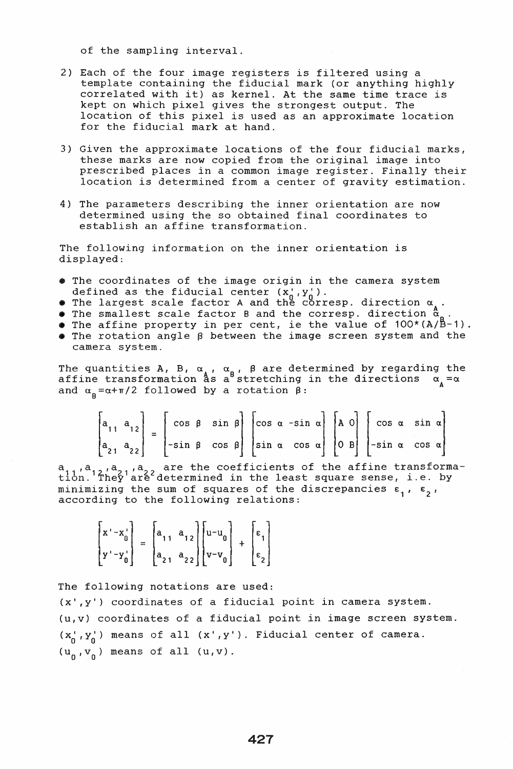of the sampling interval.

2) Each of the four image registers is filtered using a template containing the fiducial mark (or anything highly correlated with it) as kernel. At the same time trace is kept on which pixel gives the strongest output. The location of this pixel is used as an approximate location for the fiducial mark at hand.

3) Given the approximate locations of the four fiducial marks, these marks are now copied from the original image into prescribed places in a common image register. Finally their location is determined from a center of gravity estimation.

4) The parameters describing the inner orientation are now determined using the so obtained final coordinates to establish an affine transformation.

The following information on the inner orientation is displayed:

- The coordinates of the image origin in the camera system defined as the fiducial center $(x_0', y_0')$.
- The largest scale factor A and the corresp. direction $\alpha_A$.
- The smallest scale factor B and the corresp. direction $\alpha_B$.
- The affine property in per cent, ie the value of 100*(A/B-1).
- The rotation angle $\beta$ between the image screen system and the camera system.

The quantities A, B, $\alpha_A$, $\alpha_B$, $\beta$ are determined by regarding the affine transformation as a stretching in the directions $\alpha_A=\alpha$ and $\alpha_B=\alpha+\pi/2$ followed by a rotation $\beta$:

$$\begin{bmatrix} a_{11} & a_{12} \\ a_{21} & a_{22} \end{bmatrix} = \begin{bmatrix} \cos\beta & \sin\beta \\ -\sin\beta & \cos\beta \end{bmatrix} \begin{bmatrix} \cos\alpha & -\sin\alpha \\ \sin\alpha & \cos\alpha \end{bmatrix} \begin{bmatrix} A & 0 \\ 0 & B \end{bmatrix} \begin{bmatrix} \cos\alpha & \sin\alpha \\ -\sin\alpha & \cos\alpha \end{bmatrix}$$

$a_{11}, a_{12}, a_{21}, a_{22}$ are the coefficients of the affine transformation. They are determined in the least square sense, i.e. by minimizing the sum of squares of the discrepancies $\varepsilon_1$, $\varepsilon_2$, according to the following relations:

$$\begin{bmatrix} x'-x_0' \\ y'-y_0' \end{bmatrix} = \begin{bmatrix} a_{11} & a_{12} \\ a_{21} & a_{22} \end{bmatrix} \begin{bmatrix} u-u_0 \\ v-v_0 \end{bmatrix} + \begin{bmatrix} \varepsilon_1 \\ \varepsilon_2 \end{bmatrix}$$

The following notations are used:

$(x', y')$ coordinates of a fiducial point in camera system.

$(u, v)$ coordinates of a fiducial point in image screen system.

$(x_0', y_0')$ means of all $(x', y')$. Fiducial center of camera.

$(u_0, v_0)$ means of all $(u, v)$.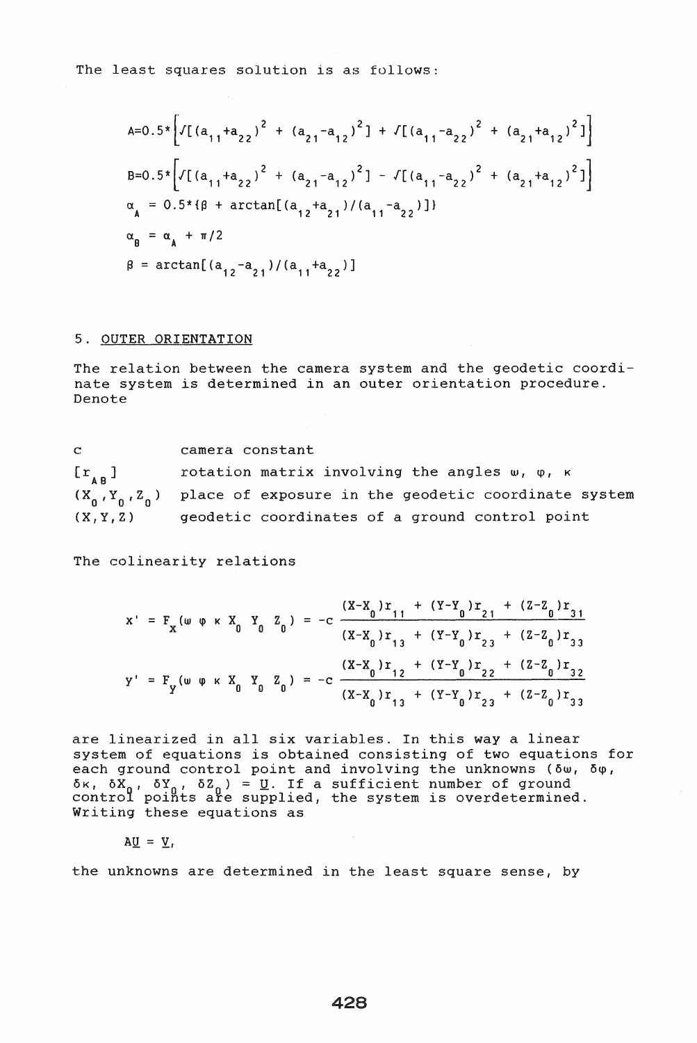The least squares solution is as follows:

$$A=0.5*\left[\sqrt{[(a_{11}+a_{22})^2 + (a_{21}-a_{12})^2]} + \sqrt{[(a_{11}-a_{22})^2 + (a_{21}+a_{12})^2]}\right]$$

$$B=0.5*\left[\sqrt{[(a_{11}+a_{22})^2 + (a_{21}-a_{12})^2]} - \sqrt{[(a_{11}-a_{22})^2 + (a_{21}+a_{12})^2]}\right]$$

$$\alpha_A = 0.5*\{\beta + \arctan[(a_{12}+a_{21})/(a_{11}-a_{22})]\}$$

$$\alpha_B = \alpha_A + \pi/2$$

$$\beta = \arctan[(a_{12}-a_{21})/(a_{11}+a_{22})]$$

## 5. OUTER ORIENTATION

The relation between the camera system and the geodetic coordinate system is determined in an outer orientation procedure. Denote

| | |
|---|---|
| $c$ | camera constant |
| $[r_{AB}]$ | rotation matrix involving the angles $\omega$, $\varphi$, $\kappa$ |
| $(X_0, Y_0, Z_0)$ | place of exposure in the geodetic coordinate system |
| $(X, Y, Z)$ | geodetic coordinates of a ground control point |

The colinearity relations

$$x' = F_x(\omega\ \varphi\ \kappa\ X_0\ Y_0\ Z_0) = -c\,\frac{(X-X_0)r_{11} + (Y-Y_0)r_{21} + (Z-Z_0)r_{31}}{(X-X_0)r_{13} + (Y-Y_0)r_{23} + (Z-Z_0)r_{33}}$$

$$y' = F_y(\omega\ \varphi\ \kappa\ X_0\ Y_0\ Z_0) = -c\,\frac{(X-X_0)r_{12} + (Y-Y_0)r_{22} + (Z-Z_0)r_{32}}{(X-X_0)r_{13} + (Y-Y_0)r_{23} + (Z-Z_0)r_{33}}$$

are linearized in all six variables. In this way a linear system of equations is obtained consisting of two equations for each ground control point and involving the unknowns $(\delta\omega, \delta\varphi, \delta\kappa, \delta X_0, \delta Y_0, \delta Z_0) = \underline{U}$. If a sufficient number of ground control points are supplied, the system is overdetermined. Writing these equations as

$$A\underline{U} = \underline{V},$$

the unknowns are determined in the least square sense, by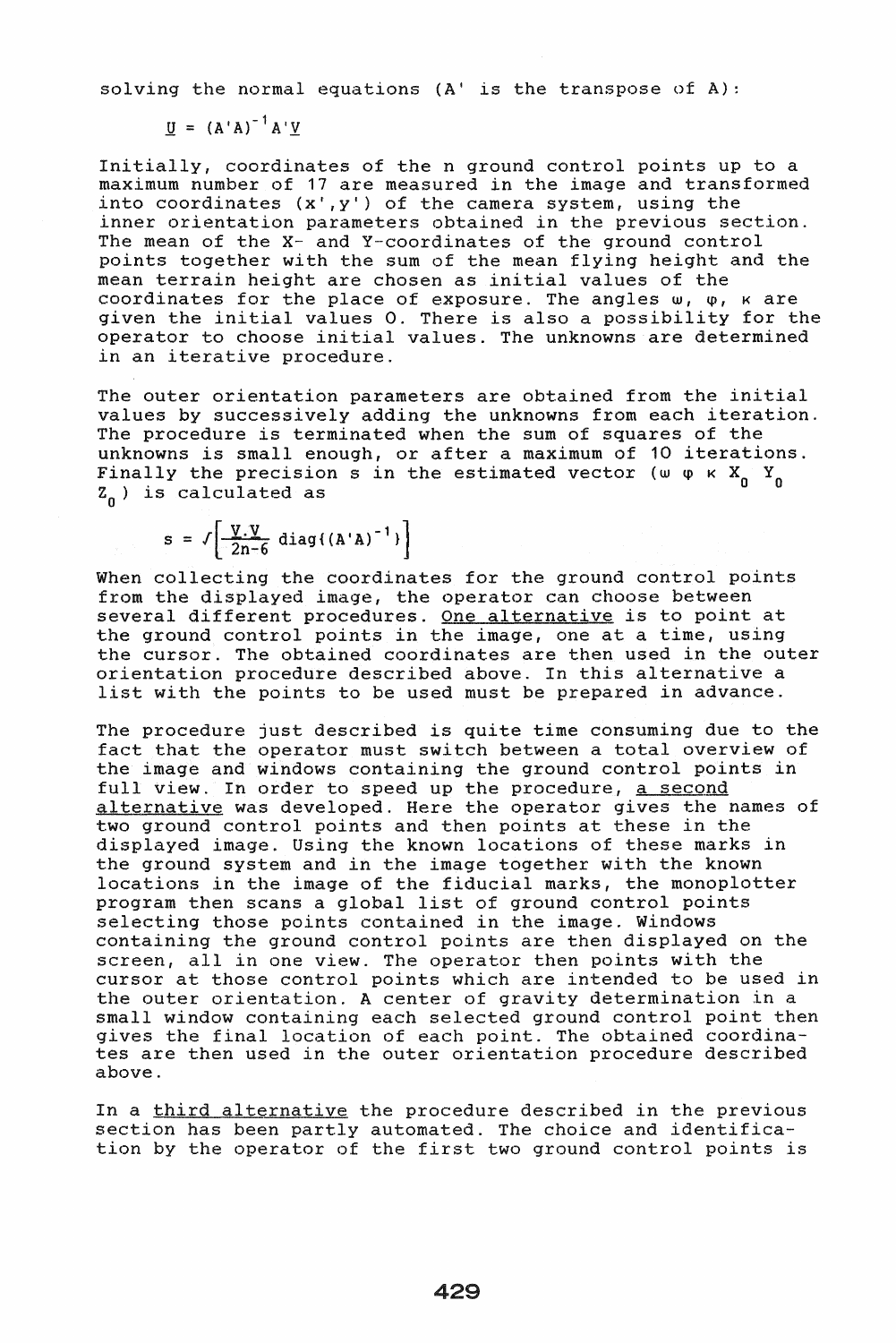solving the normal equations (A' is the transpose of A):

$$\underline{U} = (A'A)^{-1}A'\underline{V}$$

Initially, coordinates of the n ground control points up to a maximum number of 17 are measured in the image and transformed into coordinates (x',y') of the camera system, using the inner orientation parameters obtained in the previous section. The mean of the X- and Y-coordinates of the ground control points together with the sum of the mean flying height and the mean terrain height are chosen as initial values of the coordinates for the place of exposure. The angles $\omega$, $\varphi$, $\kappa$ are given the initial values 0. There is also a possibility for the operator to choose initial values. The unknowns are determined in an iterative procedure.

The outer orientation parameters are obtained from the initial values by successively adding the unknowns from each iteration. The procedure is terminated when the sum of squares of the unknowns is small enough, or after a maximum of 10 iterations. Finally the precision s in the estimated vector ($\omega$ $\varphi$ $\kappa$ $X_0$ $Y_0$ $Z_0$) is calculated as

$$s = \sqrt{\left[\frac{\underline{V}\cdot\underline{V}}{2n-6}\,\mathrm{diag}\{(A'A)^{-1}\}\right]}$$

When collecting the coordinates for the ground control points from the displayed image, the operator can choose between several different procedures. <u>One alternative</u> is to point at the ground control points in the image, one at a time, using the cursor. The obtained coordinates are then used in the outer orientation procedure described above. In this alternative a list with the points to be used must be prepared in advance.

The procedure just described is quite time consuming due to the fact that the operator must switch between a total overview of the image and windows containing the ground control points in full view. In order to speed up the procedure, <u>a second alternative</u> was developed. Here the operator gives the names of two ground control points and then points at these in the displayed image. Using the known locations of these marks in the ground system and in the image together with the known locations in the image of the fiducial marks, the monoplotter program then scans a global list of ground control points selecting those points contained in the image. Windows containing the ground control points are then displayed on the screen, all in one view. The operator then points with the cursor at those control points which are intended to be used in the outer orientation. A center of gravity determination in a small window containing each selected ground control point then gives the final location of each point. The obtained coordinates are then used in the outer orientation procedure described above.

In a <u>third alternative</u> the procedure described in the previous section has been partly automated. The choice and identification by the operator of the first two ground control points is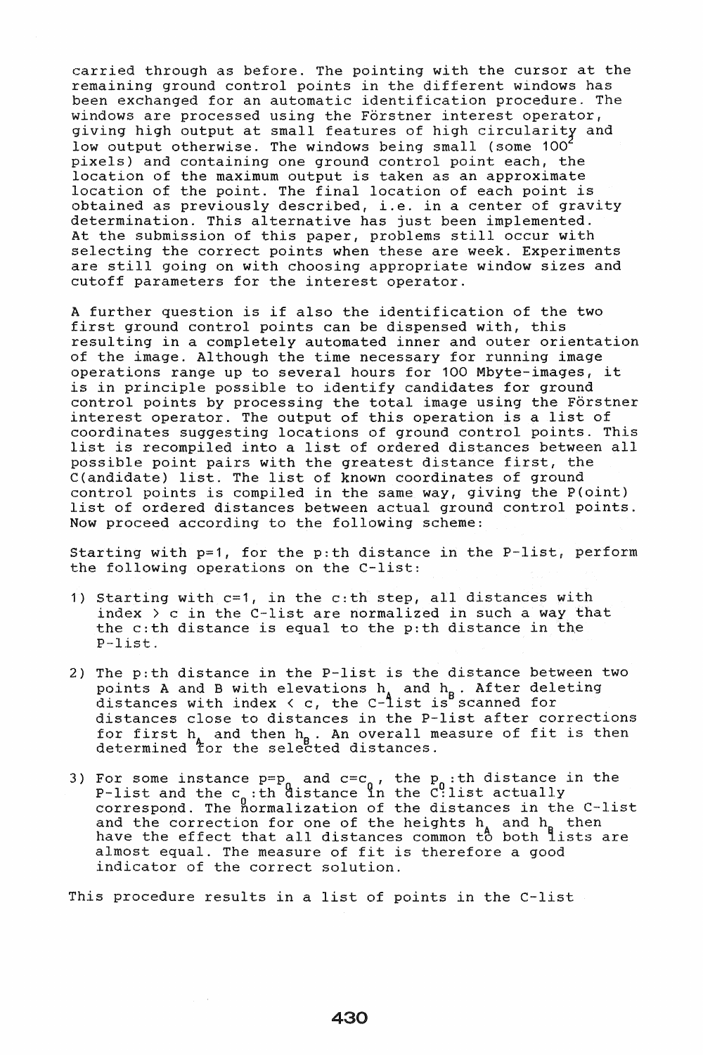carried through as before. The pointing with the cursor at the remaining ground control points in the different windows has been exchanged for an automatic identification procedure. The windows are processed using the Förstner interest operator, giving high output at small features of high circularity and low output otherwise. The windows being small (some $100^2$ pixels) and containing one ground control point each, the location of the maximum output is taken as an approximate location of the point. The final location of each point is obtained as previously described, i.e. in a center of gravity determination. This alternative has just been implemented. At the submission of this paper, problems still occur with selecting the correct points when these are week. Experiments are still going on with choosing appropriate window sizes and cutoff parameters for the interest operator.

A further question is if also the identification of the two first ground control points can be dispensed with, this resulting in a completely automated inner and outer orientation of the image. Although the time necessary for running image operations range up to several hours for 100 Mbyte-images, it is in principle possible to identify candidates for ground control points by processing the total image using the Förstner interest operator. The output of this operation is a list of coordinates suggesting locations of ground control points. This list is recompiled into a list of ordered distances between all possible point pairs with the greatest distance first, the C(andidate) list. The list of known coordinates of ground control points is compiled in the same way, giving the P(oint) list of ordered distances between actual ground control points. Now proceed according to the following scheme:

Starting with p=1, for the p:th distance in the P-list, perform the following operations on the C-list:

1) Starting with c=1, in the c:th step, all distances with index > c in the C-list are normalized in such a way that the c:th distance is equal to the p:th distance in the P-list.

2) The p:th distance in the P-list is the distance between two points A and B with elevations $h_A$ and $h_B$. After deleting distances with index < c, the C-list is scanned for distances close to distances in the P-list after corrections for first $h_A$ and then $h_B$. An overall measure of fit is then determined for the selected distances.

3) For some instance $p=p_0$ and $c=c_0$, the $p_0$:th distance in the P-list and the $c_0$:th distance in the C-list actually correspond. The normalization of the distances in the C-list and the correction for one of the heights $h_A$ and $h_B$ then have the effect that all distances common to both lists are almost equal. The measure of fit is therefore a good indicator of the correct solution.

This procedure results in a list of points in the C-list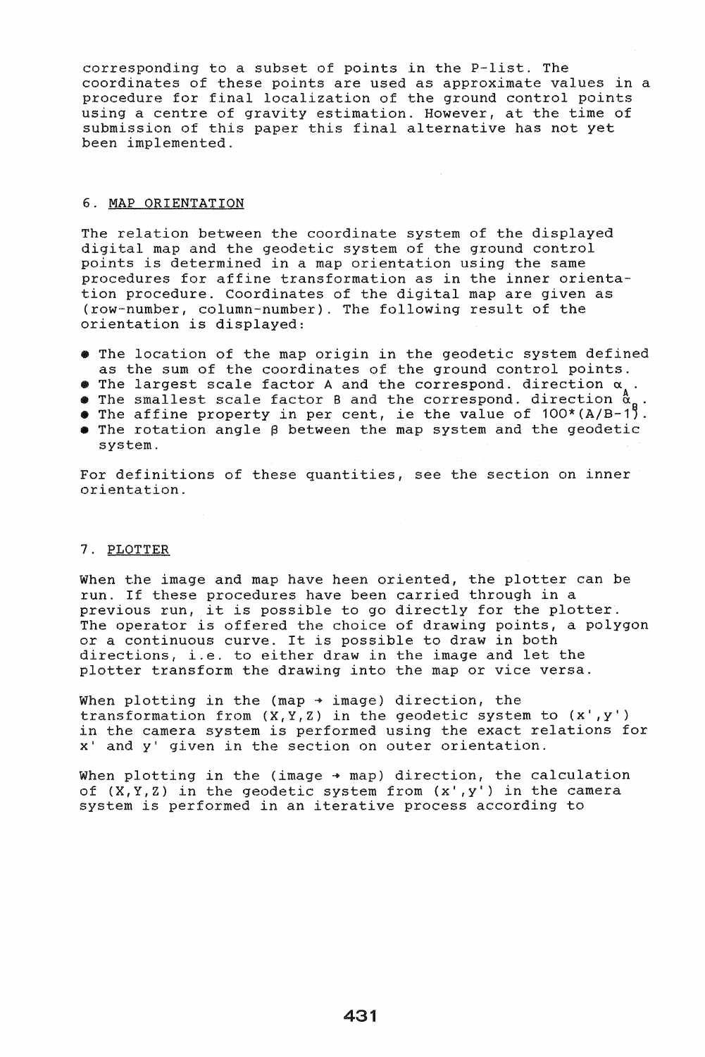corresponding to a subset of points in the P-list. The coordinates of these points are used as approximate values in a procedure for final localization of the ground control points using a centre of gravity estimation. However, at the time of submission of this paper this final alternative has not yet been implemented.

## 6. MAP ORIENTATION

The relation between the coordinate system of the displayed digital map and the geodetic system of the ground control points is determined in a map orientation using the same procedures for affine transformation as in the inner orientation procedure. Coordinates of the digital map are given as (row-number, column-number). The following result of the orientation is displayed:

- The location of the map origin in the geodetic system defined as the sum of the coordinates of the ground control points.
- The largest scale factor A and the correspond. direction $\alpha_A$.
- The smallest scale factor B and the correspond. direction $\alpha_B$.
- The affine property in per cent, ie the value of $100*(A/B-1)$.
- The rotation angle $\beta$ between the map system and the geodetic system.

For definitions of these quantities, see the section on inner orientation.

## 7. PLOTTER

When the image and map have heen oriented, the plotter can be run. If these procedures have been carried through in a previous run, it is possible to go directly for the plotter. The operator is offered the choice of drawing points, a polygon or a continuous curve. It is possible to draw in both directions, i.e. to either draw in the image and let the plotter transform the drawing into the map or vice versa.

When plotting in the (map → image) direction, the transformation from (X,Y,Z) in the geodetic system to (x',y') in the camera system is performed using the exact relations for x' and y' given in the section on outer orientation.

When plotting in the (image → map) direction, the calculation of (X,Y,Z) in the geodetic system from (x',y') in the camera system is performed in an iterative process according to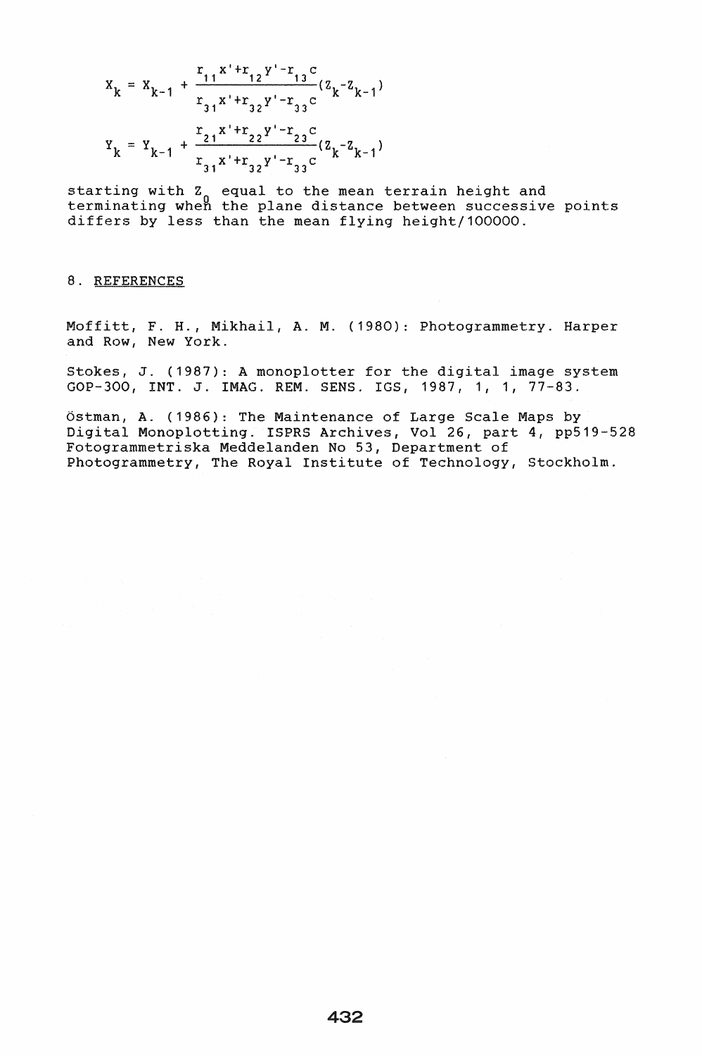$$X_k = X_{k-1} + \frac{r_{11}x'+r_{12}y'-r_{13}c}{r_{31}x'+r_{32}y'-r_{33}c}(Z_k-Z_{k-1})$$

$$Y_k = Y_{k-1} + \frac{r_{21}x'+r_{22}y'-r_{23}c}{r_{31}x'+r_{32}y'-r_{33}c}(Z_k-Z_{k-1})$$

starting with $Z_0$ equal to the mean terrain height and terminating when the plane distance between successive points differs by less than the mean flying height/100000.

## 8. REFERENCES

Moffitt, F. H., Mikhail, A. M. (1980): Photogrammetry. Harper and Row, New York.

Stokes, J. (1987): A monoplotter for the digital image system GOP-300, INT. J. IMAG. REM. SENS. IGS, 1987, 1, 1, 77-83.

Östman, A. (1986): The Maintenance of Large Scale Maps by Digital Monoplotting. ISPRS Archives, Vol 26, part 4, pp519-528 Fotogrammetriska Meddelanden No 53, Department of Photogrammetry, The Royal Institute of Technology, Stockholm.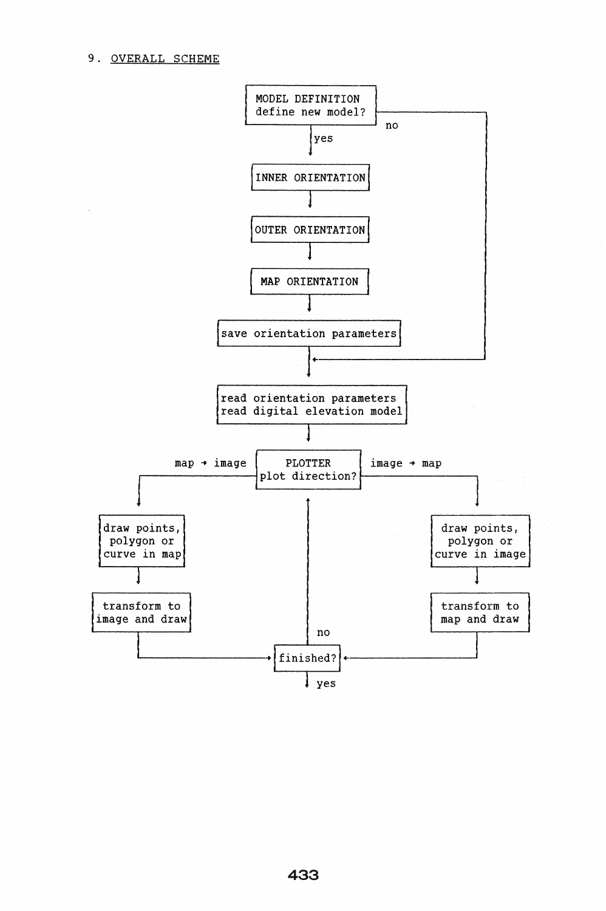## 9. OVERALL SCHEME

MODEL DEFINITION
define new model?

yes

no

INNER ORIENTATION

OUTER ORIENTATION

MAP ORIENTATION

save orientation parameters

read orientation parameters
read digital elevation model

map → image

PLOTTER
plot direction?

image → map

draw points, polygon or curve in map

transform to image and draw

draw points, polygon or curve in image

transform to map and draw

no

finished?

yes